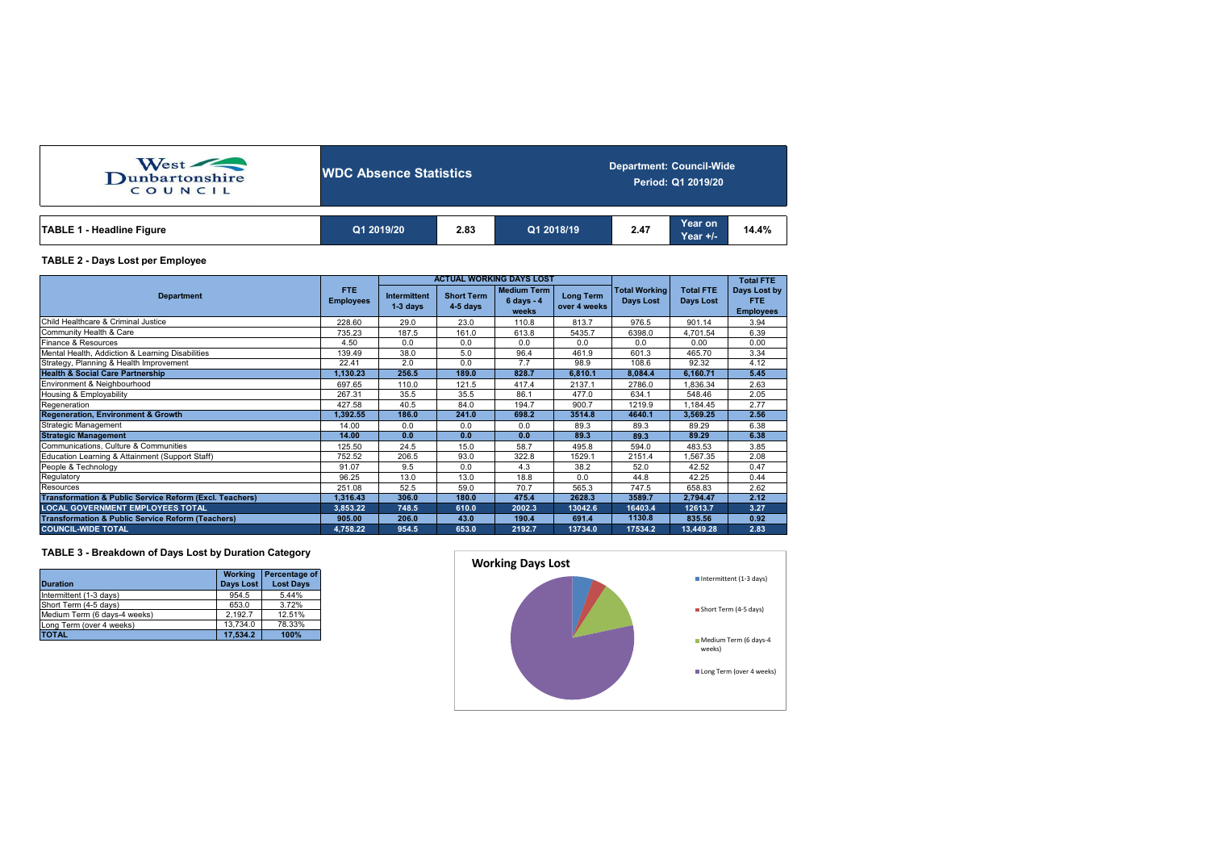West Dunbartonshire COUNCIL

**WDC Absence Statistics**

**Department: Council-Wide**
**Period: Q1 2019/20**

| TABLE 1 - Headline Figure | Q1 2019/20 | 2.83 | Q1 2018/19 | 2.47 | Year on Year +/- | 14.4% |
|---|---|---|---|---|---|---|

### TABLE 2 - Days Lost per Employee

| Department | FTE Employees | ACTUAL WORKING DAYS LOST | | | | Total Working Days Lost | Total FTE Days Lost | Total FTE Days Lost by FTE Employees |
|---|---|---|---|---|---|---|---|---|
| | | Intermittent 1-3 days | Short Term 4-5 days | Medium Term 6 days - 4 weeks | Long Term over 4 weeks | | | |
| Child Healthcare & Criminal Justice | 228.60 | 29.0 | 23.0 | 110.8 | 813.7 | 976.5 | 901.14 | 3.94 |
| Community Health & Care | 735.23 | 187.5 | 161.0 | 613.8 | 5435.7 | 6398.0 | 4,701.54 | 6.39 |
| Finance & Resources | 4.50 | 0.0 | 0.0 | 0.0 | 0.0 | 0.0 | 0.00 | 0.00 |
| Mental Health, Addiction & Learning Disabilities | 139.49 | 38.0 | 5.0 | 96.4 | 461.9 | 601.3 | 465.70 | 3.34 |
| Strategy, Planning & Health Improvement | 22.41 | 2.0 | 0.0 | 7.7 | 98.9 | 108.6 | 92.32 | 4.12 |
| **Health & Social Care Partnership** | **1,130.23** | **256.5** | **189.0** | **828.7** | **6,810.1** | **8,084.4** | **6,160.71** | **5.45** |
| Environment & Neighbourhood | 697.65 | 110.0 | 121.5 | 417.4 | 2137.1 | 2786.0 | 1,836.34 | 2.63 |
| Housing & Employability | 267.31 | 35.5 | 35.5 | 86.1 | 477.0 | 634.1 | 548.46 | 2.05 |
| Regeneration | 427.58 | 40.5 | 84.0 | 194.7 | 900.7 | 1219.9 | 1,184.45 | 2.77 |
| **Regeneration, Environment & Growth** | **1,392.55** | **186.0** | **241.0** | **698.2** | **3514.8** | **4640.1** | **3,569.25** | **2.56** |
| Strategic Management | 14.00 | 0.0 | 0.0 | 0.0 | 89.3 | 89.3 | 89.29 | 6.38 |
| **Strategic Management** | **14.00** | **0.0** | **0.0** | **0.0** | **89.3** | **89.3** | **89.29** | **6.38** |
| Communications, Culture & Communities | 125.50 | 24.5 | 15.0 | 58.7 | 495.8 | 594.0 | 483.53 | 3.85 |
| Education Learning & Attainment (Support Staff) | 752.52 | 206.5 | 93.0 | 322.8 | 1529.1 | 2151.4 | 1,567.35 | 2.08 |
| People & Technology | 91.07 | 9.5 | 0.0 | 4.3 | 38.2 | 52.0 | 42.52 | 0.47 |
| Regulatory | 96.25 | 13.0 | 13.0 | 18.8 | 0.0 | 44.8 | 42.25 | 0.44 |
| Resources | 251.08 | 52.5 | 59.0 | 70.7 | 565.3 | 747.5 | 658.83 | 2.62 |
| **Transformation & Public Service Reform (Excl. Teachers)** | **1,316.43** | **306.0** | **180.0** | **475.4** | **2628.3** | **3589.7** | **2,794.47** | **2.12** |
| **LOCAL GOVERNMENT EMPLOYEES TOTAL** | **3,853.22** | **748.5** | **610.0** | **2002.3** | **13042.6** | **16403.4** | **12613.7** | **3.27** |
| **Transformation & Public Service Reform (Teachers)** | **905.00** | **206.0** | **43.0** | **190.4** | **691.4** | **1130.8** | **835.56** | **0.92** |
| **COUNCIL-WIDE TOTAL** | **4,758.22** | **954.5** | **653.0** | **2192.7** | **13734.0** | **17534.2** | **13,449.28** | **2.83** |

### TABLE 3 - Breakdown of Days Lost by Duration Category

| Duration | Working Days Lost | Percentage of Lost Days |
|---|---|---|
| Intermittent (1-3 days) | 954.5 | 5.44% |
| Short Term (4-5 days) | 653.0 | 3.72% |
| Medium Term (6 days-4 weeks) | 2,192.7 | 12.51% |
| Long Term (over 4 weeks) | 13,734.0 | 78.33% |
| **TOTAL** | **17,534.2** | **100%** |

**Working Days Lost**

- Intermittent (1-3 days)
- Short Term (4-5 days)
- Medium Term (6 days-4 weeks)
- Long Term (over 4 weeks)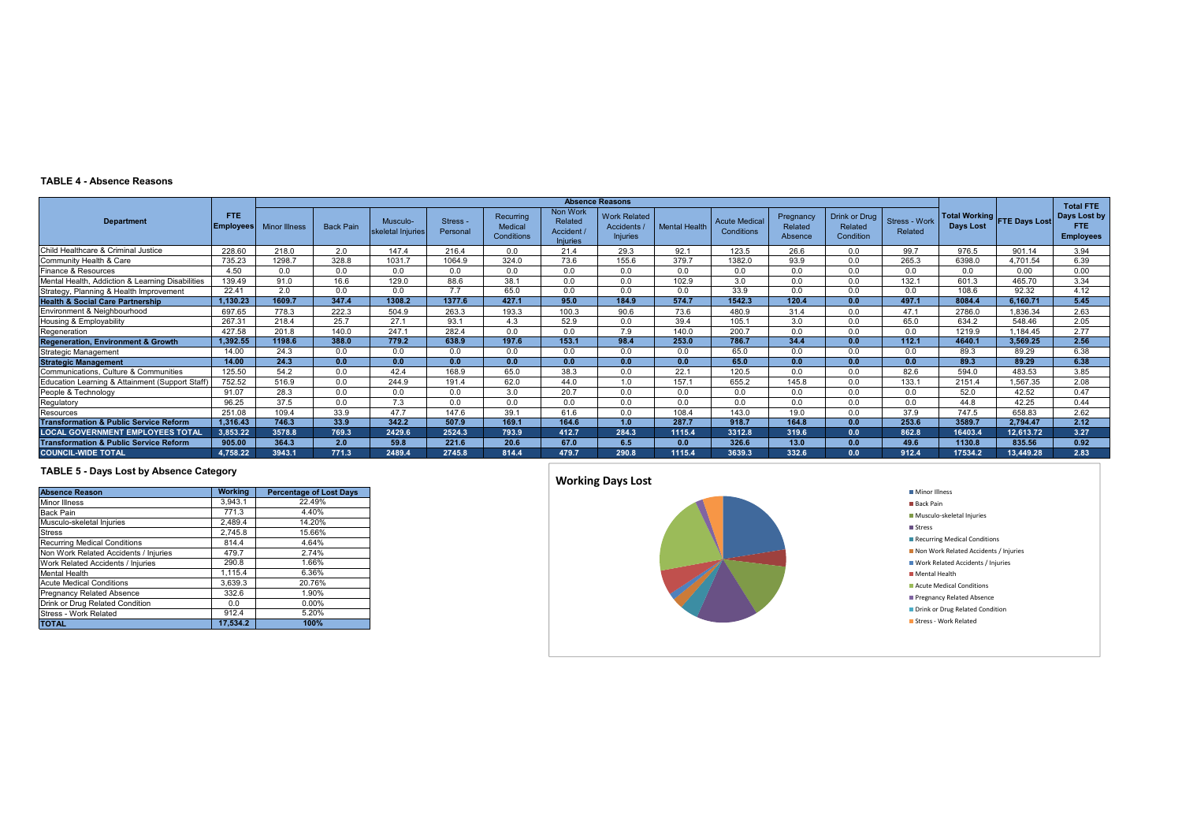**TABLE 4 - Absence Reasons**

| Department | FTE Employees | Absence Reasons | | | | | | | | | | | | Total Working Days Lost | FTE Days Lost | Total FTE Days Lost by FTE Employees |
|---|---|---|---|---|---|---|---|---|---|---|---|---|---|---|---|---|
| | | Minor Illness | Back Pain | Musculo-skeletal Injuries | Stress - Personal | Recurring Medical Conditions | Non Work Related Accident / Injuries | Work Related Accidents / Injuries | Mental Health | Acute Medical Conditions | Pregnancy Related Absence | Drink or Drug Related Condition | Stress - Work Related | | | |
| Child Healthcare & Criminal Justice | 228.60 | 218.0 | 2.0 | 147.4 | 216.4 | 0.0 | 21.4 | 29.3 | 92.1 | 123.5 | 26.6 | 0.0 | 99.7 | 976.5 | 901.14 | 3.94 |
| Community Health & Care | 735.23 | 1298.7 | 328.8 | 1031.7 | 1064.9 | 324.0 | 73.6 | 155.6 | 379.7 | 1382.0 | 93.9 | 0.0 | 265.3 | 6398.0 | 4,701.54 | 6.39 |
| Finance & Resources | 4.50 | 0.0 | 0.0 | 0.0 | 0.0 | 0.0 | 0.0 | 0.0 | 0.0 | 0.0 | 0.0 | 0.0 | 0.0 | 0.0 | 0.00 | 0.00 |
| Mental Health, Addiction & Learning Disabilities | 139.49 | 91.0 | 16.6 | 129.0 | 88.6 | 38.1 | 0.0 | 0.0 | 102.9 | 3.0 | 0.0 | 0.0 | 132.1 | 601.3 | 465.70 | 3.34 |
| Strategy, Planning & Health Improvement | 22.41 | 2.0 | 0.0 | 0.0 | 7.7 | 65.0 | 0.0 | 0.0 | 0.0 | 33.9 | 0.0 | 0.0 | 0.0 | 108.6 | 92.32 | 4.12 |
| **Health & Social Care Partnership** | **1,130.23** | **1609.7** | **347.4** | **1308.2** | **1377.6** | **427.1** | **95.0** | **184.9** | **574.7** | **1542.3** | **120.4** | **0.0** | **497.1** | **8084.4** | **6,160.71** | **5.45** |
| Environment & Neighbourhood | 697.65 | 778.3 | 222.3 | 504.9 | 263.3 | 193.3 | 100.3 | 90.6 | 73.6 | 480.9 | 31.4 | 0.0 | 47.1 | 2786.0 | 1,836.34 | 2.63 |
| Housing & Employability | 267.31 | 218.4 | 25.7 | 27.1 | 93.1 | 4.3 | 52.9 | 0.0 | 39.4 | 105.1 | 3.0 | 0.0 | 65.0 | 634.2 | 548.46 | 2.05 |
| Regeneration | 427.58 | 201.8 | 140.0 | 247.1 | 282.4 | 0.0 | 0.0 | 7.9 | 140.0 | 200.7 | 0.0 | 0.0 | 0.0 | 1219.9 | 1,184.45 | 2.77 |
| **Regeneration, Environment & Growth** | **1,392.55** | **1198.6** | **388.0** | **779.2** | **638.9** | **197.6** | **153.1** | **98.4** | **253.0** | **786.7** | **34.4** | **0.0** | **112.1** | **4640.1** | **3,569.25** | **2.56** |
| Strategic Management | 14.00 | 24.3 | 0.0 | 0.0 | 0.0 | 0.0 | 0.0 | 0.0 | 0.0 | 65.0 | 0.0 | 0.0 | 0.0 | 89.3 | 89.29 | 6.38 |
| **Strategic Management** | **14.00** | **24.3** | **0.0** | **0.0** | **0.0** | **0.0** | **0.0** | **0.0** | **0.0** | **65.0** | **0.0** | **0.0** | **0.0** | **89.3** | **89.29** | **6.38** |
| Communications, Culture & Communities | 125.50 | 54.2 | 0.0 | 42.4 | 168.9 | 65.0 | 38.3 | 0.0 | 22.1 | 120.5 | 0.0 | 0.0 | 82.6 | 594.0 | 483.53 | 3.85 |
| Education Learning & Attainment (Support Staff) | 752.52 | 516.9 | 0.0 | 244.9 | 191.4 | 62.0 | 44.0 | 1.0 | 157.1 | 655.2 | 145.8 | 0.0 | 133.1 | 2151.4 | 1,567.35 | 2.08 |
| People & Technology | 91.07 | 28.3 | 0.0 | 0.0 | 0.0 | 3.0 | 20.7 | 0.0 | 0.0 | 0.0 | 0.0 | 0.0 | 0.0 | 52.0 | 42.52 | 0.47 |
| Regulatory | 96.25 | 37.5 | 0.0 | 7.3 | 0.0 | 0.0 | 0.0 | 0.0 | 0.0 | 0.0 | 0.0 | 0.0 | 0.0 | 44.8 | 42.25 | 0.44 |
| Resources | 251.08 | 109.4 | 33.9 | 47.7 | 147.6 | 39.1 | 61.6 | 0.0 | 108.4 | 143.0 | 19.0 | 0.0 | 37.9 | 747.5 | 658.83 | 2.62 |
| **Transformation & Public Service Reform** | **1,316.43** | **746.3** | **33.9** | **342.2** | **507.9** | **169.1** | **164.6** | **1.0** | **287.7** | **918.7** | **164.8** | **0.0** | **253.6** | **3589.7** | **2,794.47** | **2.12** |
| **LOCAL GOVERNMENT EMPLOYEES TOTAL** | **3,853.22** | **3578.8** | **769.3** | **2429.6** | **2524.3** | **793.9** | **412.7** | **284.3** | **1115.4** | **3312.8** | **319.6** | **0.0** | **862.8** | **16403.4** | **12,613.72** | **3.27** |
| **Transformation & Public Service Reform** | **905.00** | **364.3** | **2.0** | **59.8** | **221.6** | **20.6** | **67.0** | **6.5** | **0.0** | **326.6** | **13.0** | **0.0** | **49.6** | **1130.8** | **835.56** | **0.92** |
| **COUNCIL-WIDE TOTAL** | **4,758.22** | **3943.1** | **771.3** | **2489.4** | **2745.8** | **814.4** | **479.7** | **290.8** | **1115.4** | **3639.3** | **332.6** | **0.0** | **912.4** | **17534.2** | **13,449.28** | **2.83** |

**TABLE 5 - Days Lost by Absence Category**

| Absence Reason | Working | Percentage of Lost Days |
|---|---|---|
| Minor Illness | 3,943.1 | 22.49% |
| Back Pain | 771.3 | 4.40% |
| Musculo-skeletal Injuries | 2,489.4 | 14.20% |
| Stress | 2,745.8 | 15.66% |
| Recurring Medical Conditions | 814.4 | 4.64% |
| Non Work Related Accidents / Injuries | 479.7 | 2.74% |
| Work Related Accidents / Injuries | 290.8 | 1.66% |
| Mental Health | 1,115.4 | 6.36% |
| Acute Medical Conditions | 3,639.3 | 20.76% |
| Pregnancy Related Absence | 332.6 | 1.90% |
| Drink or Drug Related Condition | 0.0 | 0.00% |
| Stress - Work Related | 912.4 | 5.20% |
| **TOTAL** | **17,534.2** | **100%** |

Working Days Lost

Minor Illness
Back Pain
Musculo-skeletal Injuries
Stress
Recurring Medical Conditions
Non Work Related Accidents / Injuries
Work Related Accidents / Injuries
Mental Health
Acute Medical Conditions
Pregnancy Related Absence
Drink or Drug Related Condition
Stress - Work Related